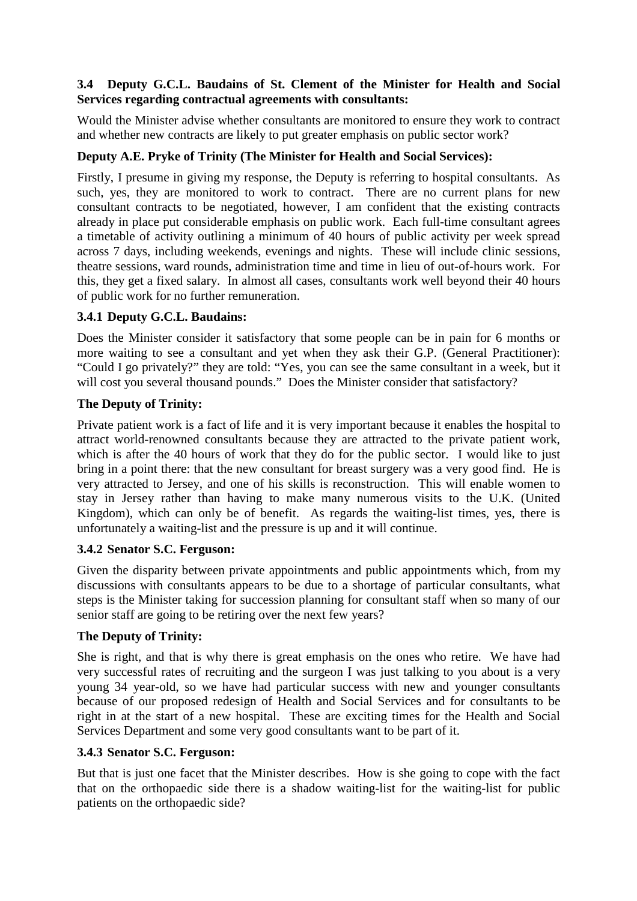### 3.4 Deputy G.C.L. Baudains of St. Clement of the Minister for Health and Social Services regarding contractual agreements with consultants:

Would the Minister advise whether consultants are monitored to ensure they work to contract and whether new contracts are likely to put greater emphasis on public sector work?

**Deputy A.E. Pryke of Trinity (The Minister for Health and Social Services):**

Firstly, I presume in giving my response, the Deputy is referring to hospital consultants. As such, yes, they are monitored to work to contract. There are no current plans for new consultant contracts to be negotiated, however, I am confident that the existing contracts already in place put considerable emphasis on public work. Each full-time consultant agrees a timetable of activity outlining a minimum of 40 hours of public activity per week spread across 7 days, including weekends, evenings and nights. These will include clinic sessions, theatre sessions, ward rounds, administration time and time in lieu of out-of-hours work. For this, they get a fixed salary. In almost all cases, consultants work well beyond their 40 hours of public work for no further remuneration.

**3.4.1 Deputy G.C.L. Baudains:**

Does the Minister consider it satisfactory that some people can be in pain for 6 months or more waiting to see a consultant and yet when they ask their G.P. (General Practitioner): "Could I go privately?" they are told: "Yes, you can see the same consultant in a week, but it will cost you several thousand pounds." Does the Minister consider that satisfactory?

**The Deputy of Trinity:**

Private patient work is a fact of life and it is very important because it enables the hospital to attract world-renowned consultants because they are attracted to the private patient work, which is after the 40 hours of work that they do for the public sector. I would like to just bring in a point there: that the new consultant for breast surgery was a very good find. He is very attracted to Jersey, and one of his skills is reconstruction. This will enable women to stay in Jersey rather than having to make many numerous visits to the U.K. (United Kingdom), which can only be of benefit. As regards the waiting-list times, yes, there is unfortunately a waiting-list and the pressure is up and it will continue.

**3.4.2 Senator S.C. Ferguson:**

Given the disparity between private appointments and public appointments which, from my discussions with consultants appears to be due to a shortage of particular consultants, what steps is the Minister taking for succession planning for consultant staff when so many of our senior staff are going to be retiring over the next few years?

**The Deputy of Trinity:**

She is right, and that is why there is great emphasis on the ones who retire. We have had very successful rates of recruiting and the surgeon I was just talking to you about is a very young 34 year-old, so we have had particular success with new and younger consultants because of our proposed redesign of Health and Social Services and for consultants to be right in at the start of a new hospital. These are exciting times for the Health and Social Services Department and some very good consultants want to be part of it.

**3.4.3 Senator S.C. Ferguson:**

But that is just one facet that the Minister describes. How is she going to cope with the fact that on the orthopaedic side there is a shadow waiting-list for the waiting-list for public patients on the orthopaedic side?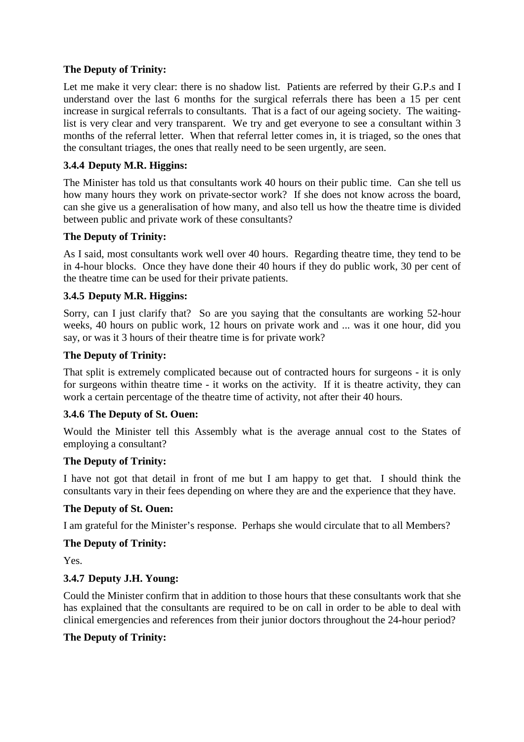**The Deputy of Trinity:**

Let me make it very clear: there is no shadow list. Patients are referred by their G.P.s and I understand over the last 6 months for the surgical referrals there has been a 15 per cent increase in surgical referrals to consultants. That is a fact of our ageing society. The waiting-list is very clear and very transparent. We try and get everyone to see a consultant within 3 months of the referral letter. When that referral letter comes in, it is triaged, so the ones that the consultant triages, the ones that really need to be seen urgently, are seen.

### 3.4.4 Deputy M.R. Higgins:

The Minister has told us that consultants work 40 hours on their public time. Can she tell us how many hours they work on private-sector work? If she does not know across the board, can she give us a generalisation of how many, and also tell us how the theatre time is divided between public and private work of these consultants?

**The Deputy of Trinity:**

As I said, most consultants work well over 40 hours. Regarding theatre time, they tend to be in 4-hour blocks. Once they have done their 40 hours if they do public work, 30 per cent of the theatre time can be used for their private patients.

### 3.4.5 Deputy M.R. Higgins:

Sorry, can I just clarify that? So are you saying that the consultants are working 52-hour weeks, 40 hours on public work, 12 hours on private work and ... was it one hour, did you say, or was it 3 hours of their theatre time is for private work?

**The Deputy of Trinity:**

That split is extremely complicated because out of contracted hours for surgeons - it is only for surgeons within theatre time - it works on the activity. If it is theatre activity, they can work a certain percentage of the theatre time of activity, not after their 40 hours.

### 3.4.6 The Deputy of St. Ouen:

Would the Minister tell this Assembly what is the average annual cost to the States of employing a consultant?

**The Deputy of Trinity:**

I have not got that detail in front of me but I am happy to get that. I should think the consultants vary in their fees depending on where they are and the experience that they have.

**The Deputy of St. Ouen:**

I am grateful for the Minister's response. Perhaps she would circulate that to all Members?

**The Deputy of Trinity:**

Yes.

### 3.4.7 Deputy J.H. Young:

Could the Minister confirm that in addition to those hours that these consultants work that she has explained that the consultants are required to be on call in order to be able to deal with clinical emergencies and references from their junior doctors throughout the 24-hour period?

**The Deputy of Trinity:**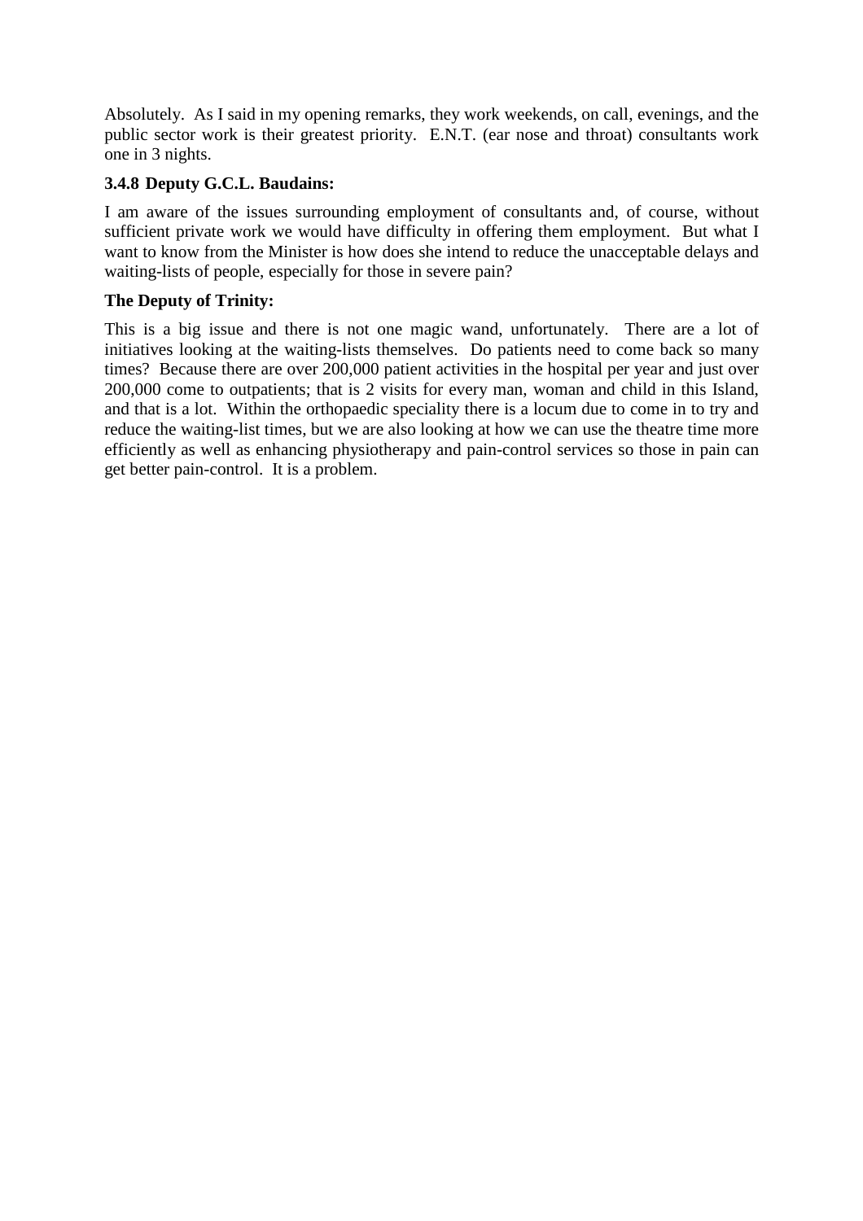Absolutely. As I said in my opening remarks, they work weekends, on call, evenings, and the public sector work is their greatest priority. E.N.T. (ear nose and throat) consultants work one in 3 nights.

**3.4.8 Deputy G.C.L. Baudains:**

I am aware of the issues surrounding employment of consultants and, of course, without sufficient private work we would have difficulty in offering them employment. But what I want to know from the Minister is how does she intend to reduce the unacceptable delays and waiting-lists of people, especially for those in severe pain?

**The Deputy of Trinity:**

This is a big issue and there is not one magic wand, unfortunately. There are a lot of initiatives looking at the waiting-lists themselves. Do patients need to come back so many times? Because there are over 200,000 patient activities in the hospital per year and just over 200,000 come to outpatients; that is 2 visits for every man, woman and child in this Island, and that is a lot. Within the orthopaedic speciality there is a locum due to come in to try and reduce the waiting-list times, but we are also looking at how we can use the theatre time more efficiently as well as enhancing physiotherapy and pain-control services so those in pain can get better pain-control. It is a problem.